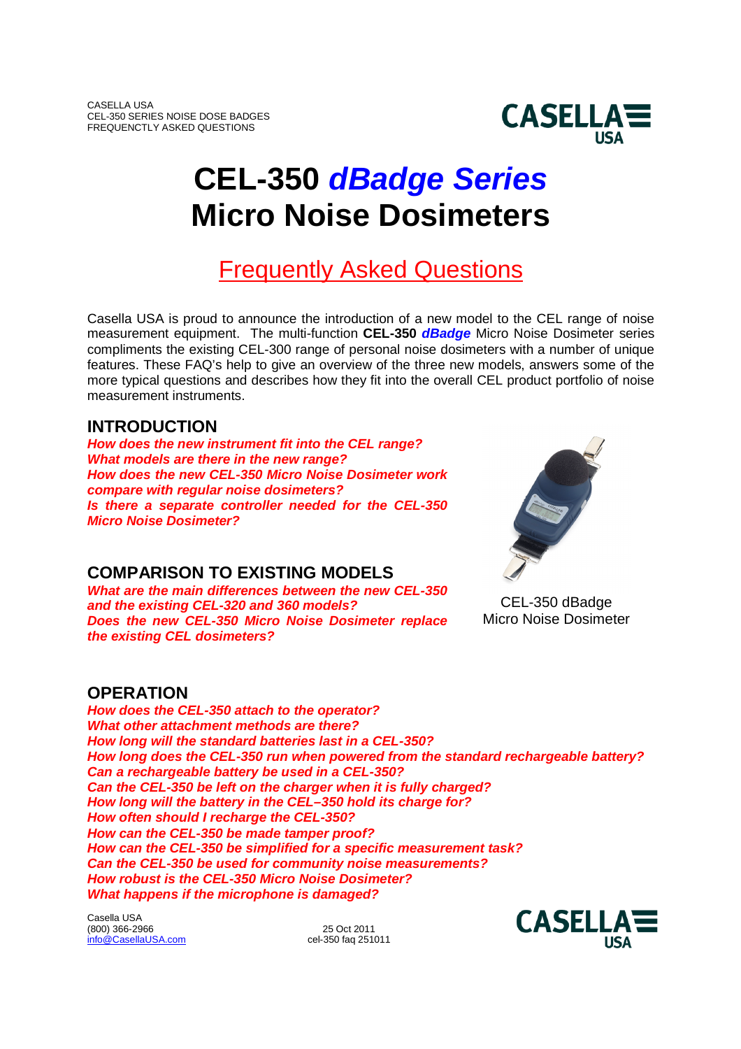CASELLA USA
CEL-350 SERIES NOISE DOSE BADGES
FREQUENCTLY ASKED QUESTIONS

# CEL-350 *dBadge Series* Micro Noise Dosimeters

## Frequently Asked Questions

Casella USA is proud to announce the introduction of a new model to the CEL range of noise measurement equipment. The multi-function **CEL-350 *dBadge*** Micro Noise Dosimeter series compliments the existing CEL-300 range of personal noise dosimeters with a number of unique features. These FAQ's help to give an overview of the three new models, answers some of the more typical questions and describes how they fit into the overall CEL product portfolio of noise measurement instruments.

### INTRODUCTION

***How does the new instrument fit into the CEL range?***
***What models are there in the new range?***
***How does the new CEL-350 Micro Noise Dosimeter work compare with regular noise dosimeters?***
***Is there a separate controller needed for the CEL-350 Micro Noise Dosimeter?***

CEL-350 dBadge Micro Noise Dosimeter

### COMPARISON TO EXISTING MODELS

***What are the main differences between the new CEL-350 and the existing CEL-320 and 360 models?***
***Does the new CEL-350 Micro Noise Dosimeter replace the existing CEL dosimeters?***

### OPERATION

***How does the CEL-350 attach to the operator?***
***What other attachment methods are there?***
***How long will the standard batteries last in a CEL-350?***
***How long does the CEL-350 run when powered from the standard rechargeable battery?***
***Can a rechargeable battery be used in a CEL-350?***
***Can the CEL-350 be left on the charger when it is fully charged?***
***How long will the battery in the CEL–350 hold its charge for?***
***How often should I recharge the CEL-350?***
***How can the CEL-350 be made tamper proof?***
***How can the CEL-350 be simplified for a specific measurement task?***
***Can the CEL-350 be used for community noise measurements?***
***How robust is the CEL-350 Micro Noise Dosimeter?***
***What happens if the microphone is damaged?***

Casella USA
(800) 366-2966
info@CasellaUSA.com

25 Oct 2011
cel-350 faq 251011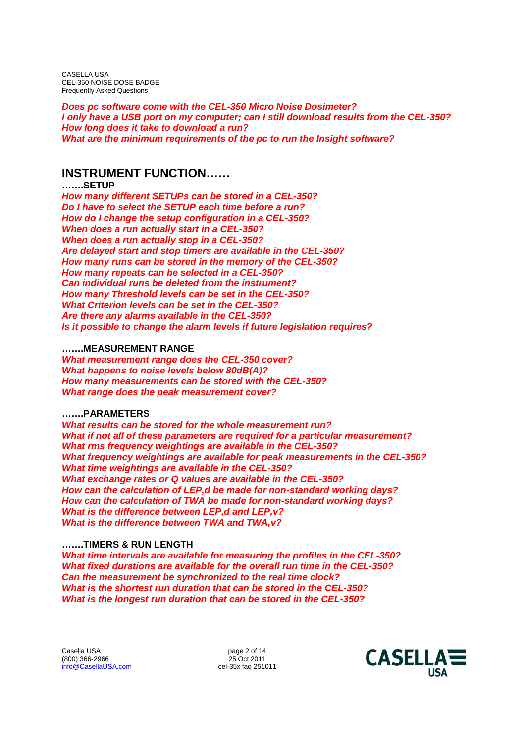***Does pc software come with the CEL-350 Micro Noise Dosimeter?***
***I only have a USB port on my computer; can I still download results from the CEL-350?***
***How long does it take to download a run?***
***What are the minimum requirements of the pc to run the Insight software?***

## INSTRUMENT FUNCTION……

**…….SETUP**

***How many different SETUPs can be stored in a CEL-350?***
***Do I have to select the SETUP each time before a run?***
***How do I change the setup configuration in a CEL-350?***
***When does a run actually start in a CEL-350?***
***When does a run actually stop in a CEL-350?***
***Are delayed start and stop timers are available in the CEL-350?***
***How many runs can be stored in the memory of the CEL-350?***
***How many repeats can be selected in a CEL-350?***
***Can individual runs be deleted from the instrument?***
***How many Threshold levels can be set in the CEL-350?***
***What Criterion levels can be set in the CEL-350?***
***Are there any alarms available in the CEL-350?***
***Is it possible to change the alarm levels if future legislation requires?***

**…….MEASUREMENT RANGE**

***What measurement range does the CEL-350 cover?***
***What happens to noise levels below 80dB(A)?***
***How many measurements can be stored with the CEL-350?***
***What range does the peak measurement cover?***

**…….PARAMETERS**

***What results can be stored for the whole measurement run?***
***What if not all of these parameters are required for a particular measurement?***
***What rms frequency weightings are available in the CEL-350?***
***What frequency weightings are available for peak measurements in the CEL-350?***
***What time weightings are available in the CEL-350?***
***What exchange rates or Q values are available in the CEL-350?***
***How can the calculation of LEP,d be made for non-standard working days?***
***How can the calculation of TWA be made for non-standard working days?***
***What is the difference between LEP,d and LEP,v?***
***What is the difference between TWA and TWA,v?***

**…….TIMERS & RUN LENGTH**

***What time intervals are available for measuring the profiles in the CEL-350?***
***What fixed durations are available for the overall run time in the CEL-350?***
***Can the measurement be synchronized to the real time clock?***
***What is the shortest run duration that can be stored in the CEL-350?***
***What is the longest run duration that can be stored in the CEL-350?***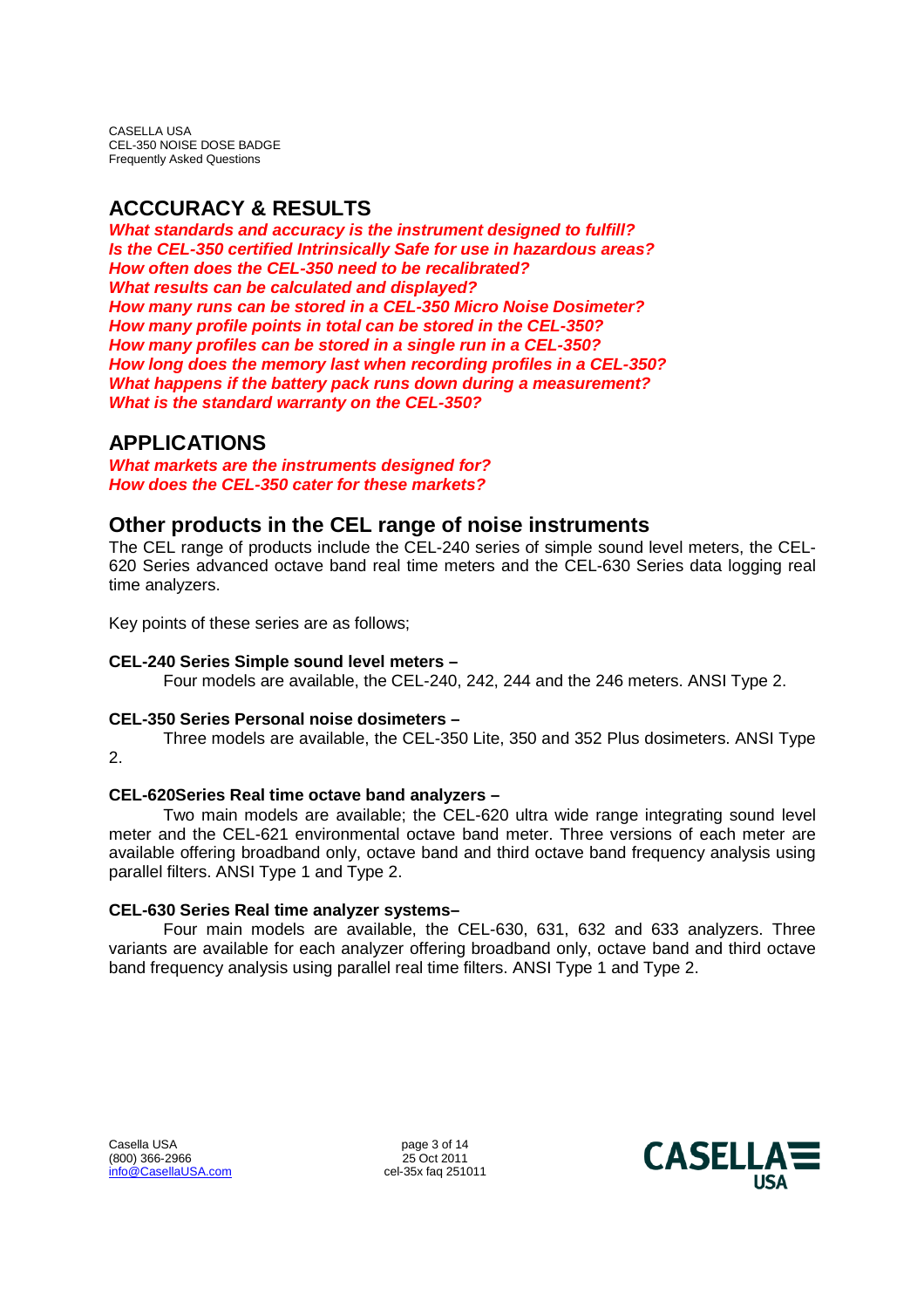## ACCCURACY & RESULTS

***What standards and accuracy is the instrument designed to fulfill?***
***Is the CEL-350 certified Intrinsically Safe for use in hazardous areas?***
***How often does the CEL-350 need to be recalibrated?***
***What results can be calculated and displayed?***
***How many runs can be stored in a CEL-350 Micro Noise Dosimeter?***
***How many profile points in total can be stored in the CEL-350?***
***How many profiles can be stored in a single run in a CEL-350?***
***How long does the memory last when recording profiles in a CEL-350?***
***What happens if the battery pack runs down during a measurement?***
***What is the standard warranty on the CEL-350?***

## APPLICATIONS

***What markets are the instruments designed for?***
***How does the CEL-350 cater for these markets?***

## Other products in the CEL range of noise instruments

The CEL range of products include the CEL-240 series of simple sound level meters, the CEL-620 Series advanced octave band real time meters and the CEL-630 Series data logging real time analyzers.

Key points of these series are as follows;

**CEL-240 Series Simple sound level meters –**

Four models are available, the CEL-240, 242, 244 and the 246 meters. ANSI Type 2.

**CEL-350 Series Personal noise dosimeters –**

Three models are available, the CEL-350 Lite, 350 and 352 Plus dosimeters. ANSI Type 2.

**CEL-620Series Real time octave band analyzers –**

Two main models are available; the CEL-620 ultra wide range integrating sound level meter and the CEL-621 environmental octave band meter. Three versions of each meter are available offering broadband only, octave band and third octave band frequency analysis using parallel filters. ANSI Type 1 and Type 2.

**CEL-630 Series Real time analyzer systems–**

Four main models are available, the CEL-630, 631, 632 and 633 analyzers. Three variants are available for each analyzer offering broadband only, octave band and third octave band frequency analysis using parallel real time filters. ANSI Type 1 and Type 2.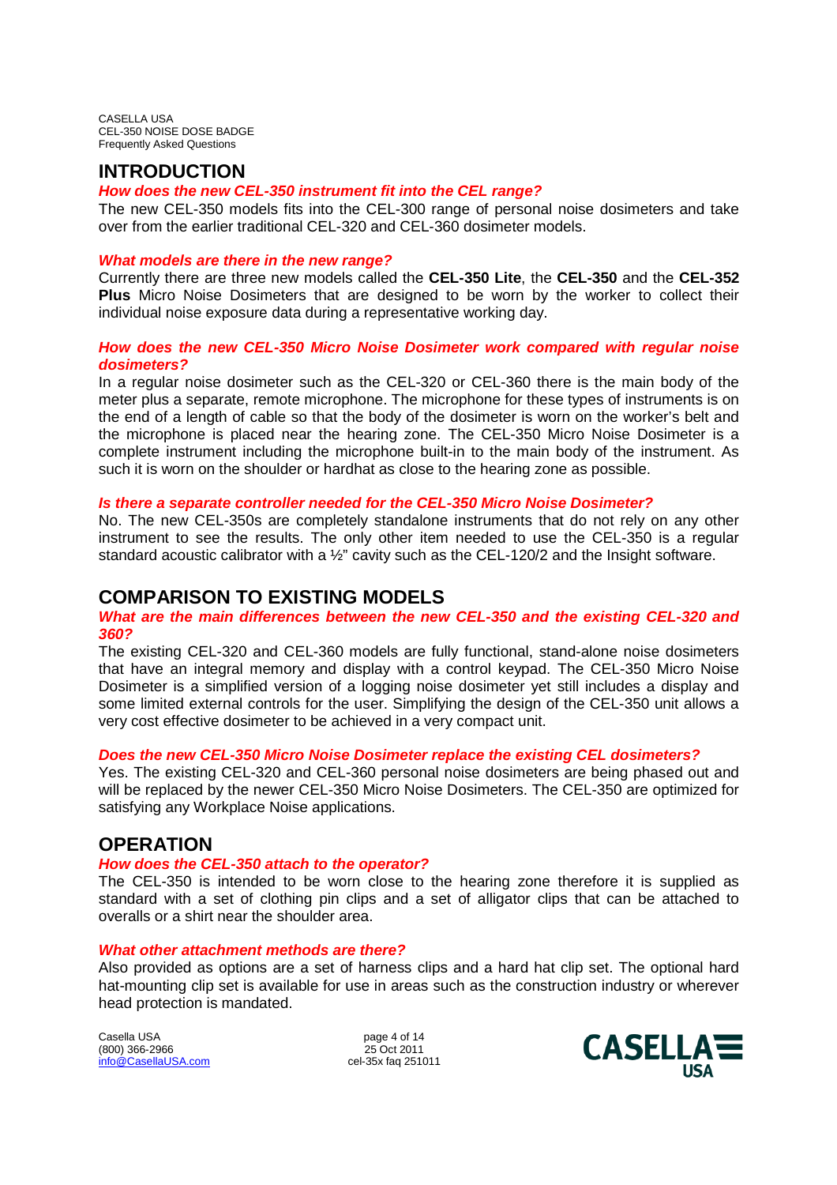## INTRODUCTION

***How does the new CEL-350 instrument fit into the CEL range?***

The new CEL-350 models fits into the CEL-300 range of personal noise dosimeters and take over from the earlier traditional CEL-320 and CEL-360 dosimeter models.

***What models are there in the new range?***

Currently there are three new models called the **CEL-350 Lite**, the **CEL-350** and the **CEL-352 Plus** Micro Noise Dosimeters that are designed to be worn by the worker to collect their individual noise exposure data during a representative working day.

***How does the new CEL-350 Micro Noise Dosimeter work compared with regular noise dosimeters?***

In a regular noise dosimeter such as the CEL-320 or CEL-360 there is the main body of the meter plus a separate, remote microphone. The microphone for these types of instruments is on the end of a length of cable so that the body of the dosimeter is worn on the worker's belt and the microphone is placed near the hearing zone. The CEL-350 Micro Noise Dosimeter is a complete instrument including the microphone built-in to the main body of the instrument. As such it is worn on the shoulder or hardhat as close to the hearing zone as possible.

***Is there a separate controller needed for the CEL-350 Micro Noise Dosimeter?***

No. The new CEL-350s are completely standalone instruments that do not rely on any other instrument to see the results. The only other item needed to use the CEL-350 is a regular standard acoustic calibrator with a ½" cavity such as the CEL-120/2 and the Insight software.

## COMPARISON TO EXISTING MODELS

***What are the main differences between the new CEL-350 and the existing CEL-320 and 360?***

The existing CEL-320 and CEL-360 models are fully functional, stand-alone noise dosimeters that have an integral memory and display with a control keypad. The CEL-350 Micro Noise Dosimeter is a simplified version of a logging noise dosimeter yet still includes a display and some limited external controls for the user. Simplifying the design of the CEL-350 unit allows a very cost effective dosimeter to be achieved in a very compact unit.

***Does the new CEL-350 Micro Noise Dosimeter replace the existing CEL dosimeters?***

Yes. The existing CEL-320 and CEL-360 personal noise dosimeters are being phased out and will be replaced by the newer CEL-350 Micro Noise Dosimeters. The CEL-350 are optimized for satisfying any Workplace Noise applications.

## OPERATION

***How does the CEL-350 attach to the operator?***

The CEL-350 is intended to be worn close to the hearing zone therefore it is supplied as standard with a set of clothing pin clips and a set of alligator clips that can be attached to overalls or a shirt near the shoulder area.

***What other attachment methods are there?***

Also provided as options are a set of harness clips and a hard hat clip set. The optional hard hat-mounting clip set is available for use in areas such as the construction industry or wherever head protection is mandated.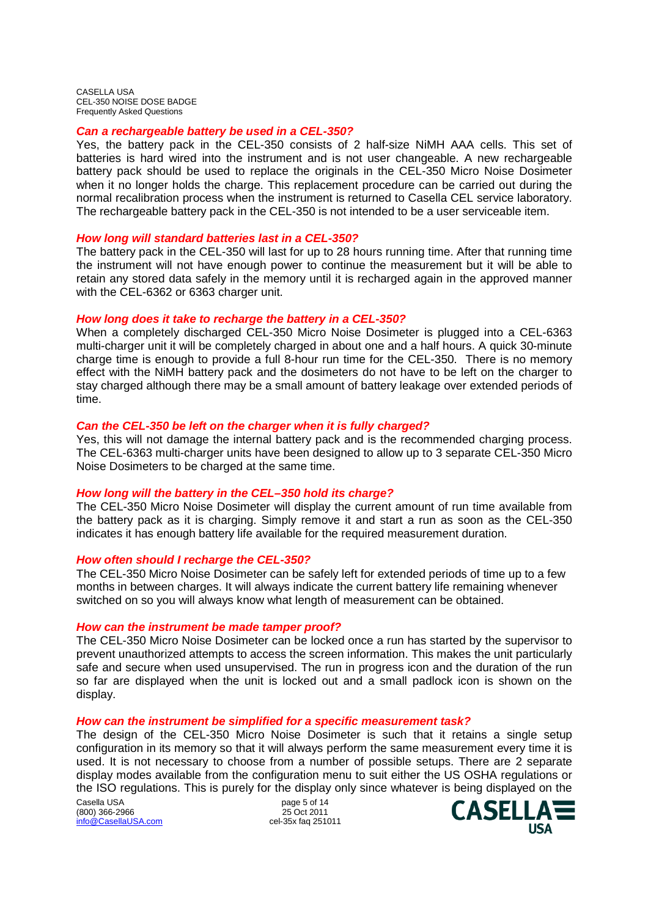### *Can a rechargeable battery be used in a CEL-350?*

Yes, the battery pack in the CEL-350 consists of 2 half-size NiMH AAA cells. This set of batteries is hard wired into the instrument and is not user changeable. A new rechargeable battery pack should be used to replace the originals in the CEL-350 Micro Noise Dosimeter when it no longer holds the charge. This replacement procedure can be carried out during the normal recalibration process when the instrument is returned to Casella CEL service laboratory. The rechargeable battery pack in the CEL-350 is not intended to be a user serviceable item.

### *How long will standard batteries last in a CEL-350?*

The battery pack in the CEL-350 will last for up to 28 hours running time. After that running time the instrument will not have enough power to continue the measurement but it will be able to retain any stored data safely in the memory until it is recharged again in the approved manner with the CEL-6362 or 6363 charger unit.

### *How long does it take to recharge the battery in a CEL-350?*

When a completely discharged CEL-350 Micro Noise Dosimeter is plugged into a CEL-6363 multi-charger unit it will be completely charged in about one and a half hours. A quick 30-minute charge time is enough to provide a full 8-hour run time for the CEL-350. There is no memory effect with the NiMH battery pack and the dosimeters do not have to be left on the charger to stay charged although there may be a small amount of battery leakage over extended periods of time.

### *Can the CEL-350 be left on the charger when it is fully charged?*

Yes, this will not damage the internal battery pack and is the recommended charging process. The CEL-6363 multi-charger units have been designed to allow up to 3 separate CEL-350 Micro Noise Dosimeters to be charged at the same time.

### *How long will the battery in the CEL–350 hold its charge?*

The CEL-350 Micro Noise Dosimeter will display the current amount of run time available from the battery pack as it is charging. Simply remove it and start a run as soon as the CEL-350 indicates it has enough battery life available for the required measurement duration.

### *How often should I recharge the CEL-350?*

The CEL-350 Micro Noise Dosimeter can be safely left for extended periods of time up to a few months in between charges. It will always indicate the current battery life remaining whenever switched on so you will always know what length of measurement can be obtained.

### *How can the instrument be made tamper proof?*

The CEL-350 Micro Noise Dosimeter can be locked once a run has started by the supervisor to prevent unauthorized attempts to access the screen information. This makes the unit particularly safe and secure when used unsupervised. The run in progress icon and the duration of the run so far are displayed when the unit is locked out and a small padlock icon is shown on the display.

### *How can the instrument be simplified for a specific measurement task?*

The design of the CEL-350 Micro Noise Dosimeter is such that it retains a single setup configuration in its memory so that it will always perform the same measurement every time it is used. It is not necessary to choose from a number of possible setups. There are 2 separate display modes available from the configuration menu to suit either the US OSHA regulations or the ISO regulations. This is purely for the display only since whatever is being displayed on the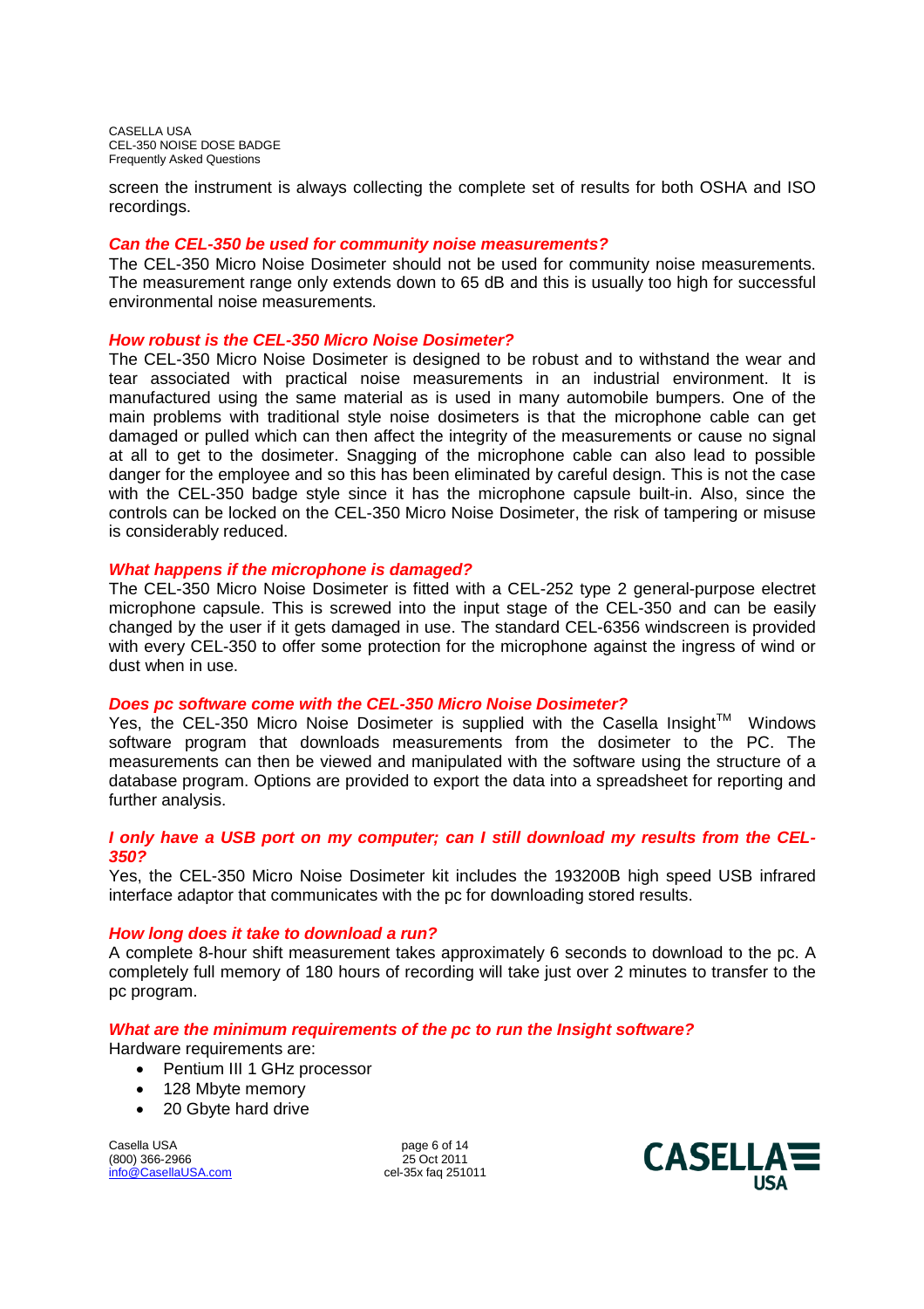screen the instrument is always collecting the complete set of results for both OSHA and ISO recordings.

### *Can the CEL-350 be used for community noise measurements?*

The CEL-350 Micro Noise Dosimeter should not be used for community noise measurements. The measurement range only extends down to 65 dB and this is usually too high for successful environmental noise measurements.

### *How robust is the CEL-350 Micro Noise Dosimeter?*

The CEL-350 Micro Noise Dosimeter is designed to be robust and to withstand the wear and tear associated with practical noise measurements in an industrial environment. It is manufactured using the same material as is used in many automobile bumpers. One of the main problems with traditional style noise dosimeters is that the microphone cable can get damaged or pulled which can then affect the integrity of the measurements or cause no signal at all to get to the dosimeter. Snagging of the microphone cable can also lead to possible danger for the employee and so this has been eliminated by careful design. This is not the case with the CEL-350 badge style since it has the microphone capsule built-in. Also, since the controls can be locked on the CEL-350 Micro Noise Dosimeter, the risk of tampering or misuse is considerably reduced.

### *What happens if the microphone is damaged?*

The CEL-350 Micro Noise Dosimeter is fitted with a CEL-252 type 2 general-purpose electret microphone capsule. This is screwed into the input stage of the CEL-350 and can be easily changed by the user if it gets damaged in use. The standard CEL-6356 windscreen is provided with every CEL-350 to offer some protection for the microphone against the ingress of wind or dust when in use.

### *Does pc software come with the CEL-350 Micro Noise Dosimeter?*

Yes, the CEL-350 Micro Noise Dosimeter is supplied with the Casella Insight™ Windows software program that downloads measurements from the dosimeter to the PC. The measurements can then be viewed and manipulated with the software using the structure of a database program. Options are provided to export the data into a spreadsheet for reporting and further analysis.

### *I only have a USB port on my computer; can I still download my results from the CEL-350?*

Yes, the CEL-350 Micro Noise Dosimeter kit includes the 193200B high speed USB infrared interface adaptor that communicates with the pc for downloading stored results.

### *How long does it take to download a run?*

A complete 8-hour shift measurement takes approximately 6 seconds to download to the pc. A completely full memory of 180 hours of recording will take just over 2 minutes to transfer to the pc program.

### *What are the minimum requirements of the pc to run the Insight software?*

Hardware requirements are:

- Pentium III 1 GHz processor
- 128 Mbyte memory
- 20 Gbyte hard drive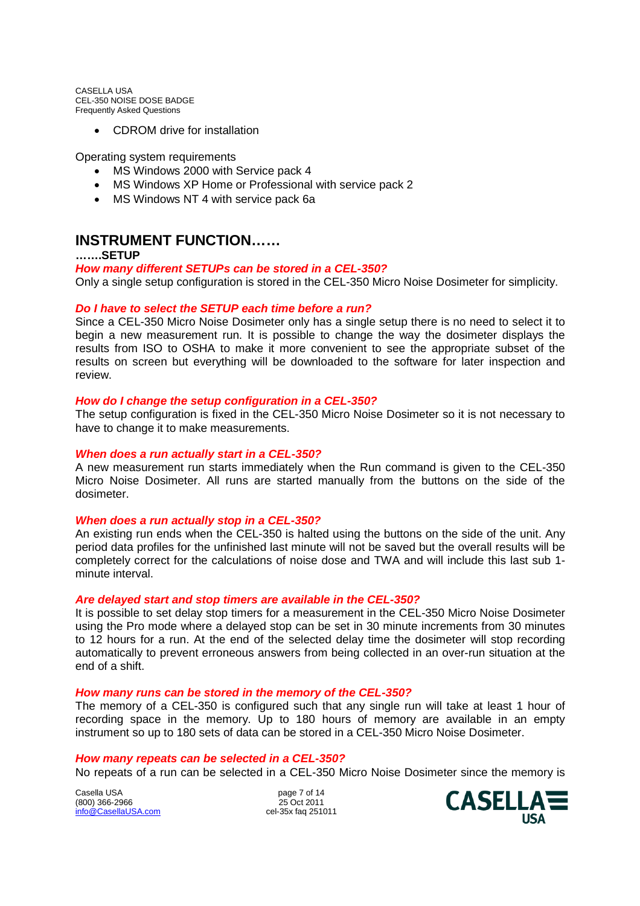- CDROM drive for installation

Operating system requirements

- MS Windows 2000 with Service pack 4
- MS Windows XP Home or Professional with service pack 2
- MS Windows NT 4 with service pack 6a

## INSTRUMENT FUNCTION……

### …….SETUP

***How many different SETUPs can be stored in a CEL-350?***

Only a single setup configuration is stored in the CEL-350 Micro Noise Dosimeter for simplicity.

***Do I have to select the SETUP each time before a run?***

Since a CEL-350 Micro Noise Dosimeter only has a single setup there is no need to select it to begin a new measurement run. It is possible to change the way the dosimeter displays the results from ISO to OSHA to make it more convenient to see the appropriate subset of the results on screen but everything will be downloaded to the software for later inspection and review.

***How do I change the setup configuration in a CEL-350?***

The setup configuration is fixed in the CEL-350 Micro Noise Dosimeter so it is not necessary to have to change it to make measurements.

***When does a run actually start in a CEL-350?***

A new measurement run starts immediately when the Run command is given to the CEL-350 Micro Noise Dosimeter. All runs are started manually from the buttons on the side of the dosimeter.

***When does a run actually stop in a CEL-350?***

An existing run ends when the CEL-350 is halted using the buttons on the side of the unit. Any period data profiles for the unfinished last minute will not be saved but the overall results will be completely correct for the calculations of noise dose and TWA and will include this last sub 1-minute interval.

***Are delayed start and stop timers are available in the CEL-350?***

It is possible to set delay stop timers for a measurement in the CEL-350 Micro Noise Dosimeter using the Pro mode where a delayed stop can be set in 30 minute increments from 30 minutes to 12 hours for a run. At the end of the selected delay time the dosimeter will stop recording automatically to prevent erroneous answers from being collected in an over-run situation at the end of a shift.

***How many runs can be stored in the memory of the CEL-350?***

The memory of a CEL-350 is configured such that any single run will take at least 1 hour of recording space in the memory. Up to 180 hours of memory are available in an empty instrument so up to 180 sets of data can be stored in a CEL-350 Micro Noise Dosimeter.

***How many repeats can be selected in a CEL-350?***

No repeats of a run can be selected in a CEL-350 Micro Noise Dosimeter since the memory is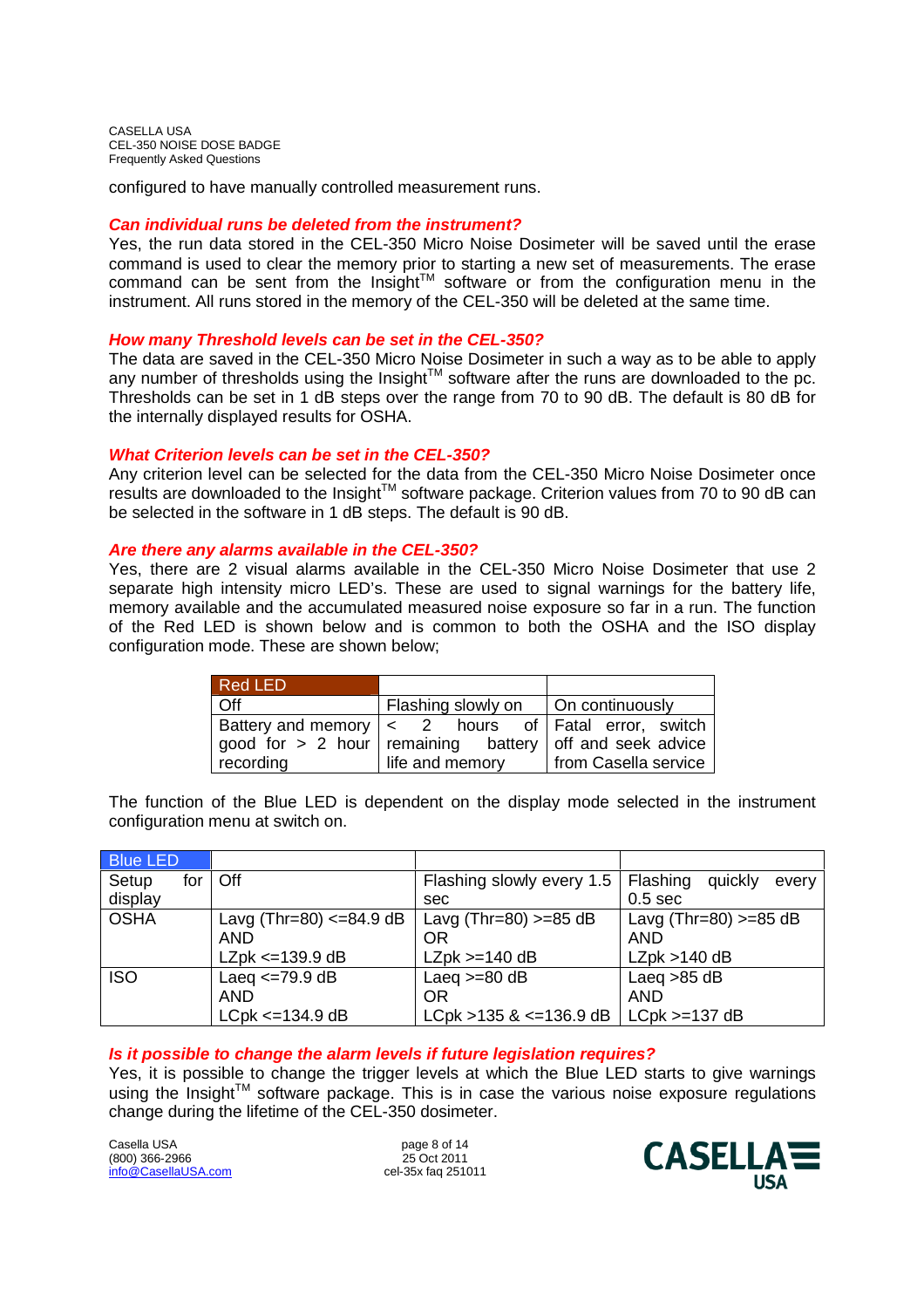configured to have manually controlled measurement runs.

### *Can individual runs be deleted from the instrument?*

Yes, the run data stored in the CEL-350 Micro Noise Dosimeter will be saved until the erase command is used to clear the memory prior to starting a new set of measurements. The erase command can be sent from the Insight™ software or from the configuration menu in the instrument. All runs stored in the memory of the CEL-350 will be deleted at the same time.

### *How many Threshold levels can be set in the CEL-350?*

The data are saved in the CEL-350 Micro Noise Dosimeter in such a way as to be able to apply any number of thresholds using the Insight™ software after the runs are downloaded to the pc. Thresholds can be set in 1 dB steps over the range from 70 to 90 dB. The default is 80 dB for the internally displayed results for OSHA.

### *What Criterion levels can be set in the CEL-350?*

Any criterion level can be selected for the data from the CEL-350 Micro Noise Dosimeter once results are downloaded to the Insight™ software package. Criterion values from 70 to 90 dB can be selected in the software in 1 dB steps. The default is 90 dB.

### *Are there any alarms available in the CEL-350?*

Yes, there are 2 visual alarms available in the CEL-350 Micro Noise Dosimeter that use 2 separate high intensity micro LED's. These are used to signal warnings for the battery life, memory available and the accumulated measured noise exposure so far in a run. The function of the Red LED is shown below and is common to both the OSHA and the ISO display configuration mode. These are shown below;

| Red LED | | |
|---|---|---|
| Off | Flashing slowly on | On continuously |
| Battery and memory good for > 2 hour recording | < 2 hours of remaining battery life and memory | Fatal error, switch off and seek advice from Casella service |

The function of the Blue LED is dependent on the display mode selected in the instrument configuration menu at switch on.

| Blue LED | | | |
|---|---|---|---|
| Setup for display | Off | Flashing slowly every 1.5 sec | Flashing quickly every 0.5 sec |
| OSHA | Lavg (Thr=80) <=84.9 dB AND LZpk <=139.9 dB | Lavg (Thr=80) >=85 dB OR LZpk >=140 dB | Lavg (Thr=80) >=85 dB AND LZpk >140 dB |
| ISO | Laeq <=79.9 dB AND LCpk <=134.9 dB | Laeq >=80 dB OR LCpk >135 & <=136.9 dB | Laeq >85 dB AND LCpk >=137 dB |

### *Is it possible to change the alarm levels if future legislation requires?*

Yes, it is possible to change the trigger levels at which the Blue LED starts to give warnings using the Insight™ software package. This is in case the various noise exposure regulations change during the lifetime of the CEL-350 dosimeter.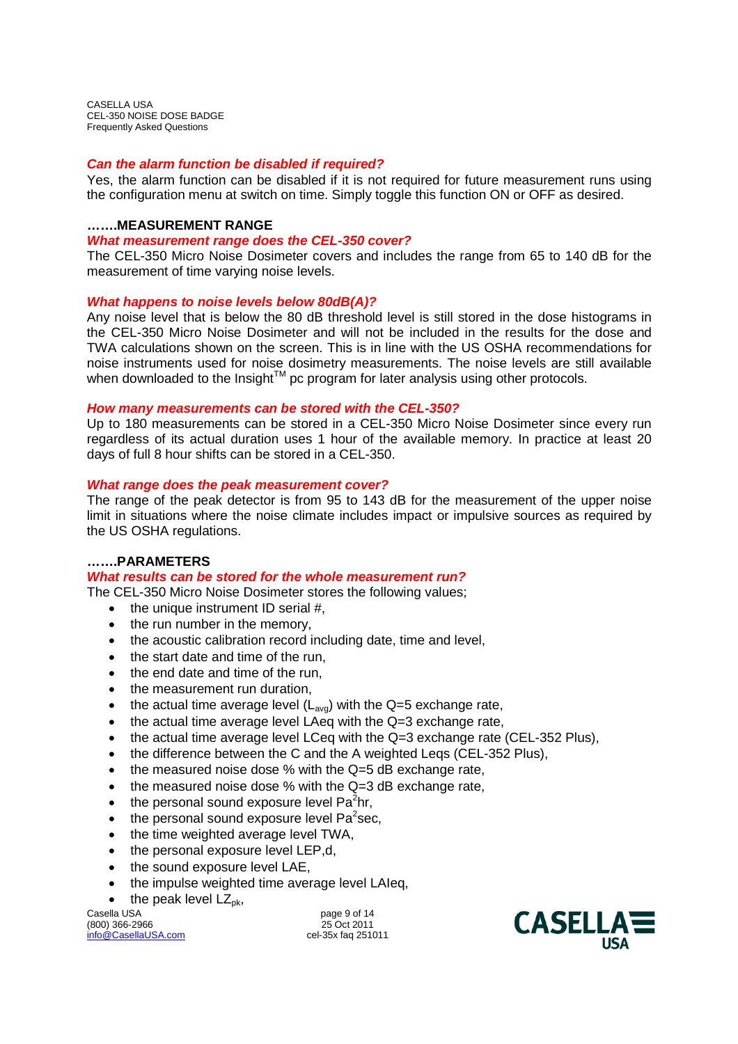### Can the alarm function be disabled if required?

Yes, the alarm function can be disabled if it is not required for future measurement runs using the configuration menu at switch on time. Simply toggle this function ON or OFF as desired.

## …….MEASUREMENT RANGE

### What measurement range does the CEL-350 cover?

The CEL-350 Micro Noise Dosimeter covers and includes the range from 65 to 140 dB for the measurement of time varying noise levels.

### What happens to noise levels below 80dB(A)?

Any noise level that is below the 80 dB threshold level is still stored in the dose histograms in the CEL-350 Micro Noise Dosimeter and will not be included in the results for the dose and TWA calculations shown on the screen. This is in line with the US OSHA recommendations for noise instruments used for noise dosimetry measurements. The noise levels are still available when downloaded to the Insight™ pc program for later analysis using other protocols.

### How many measurements can be stored with the CEL-350?

Up to 180 measurements can be stored in a CEL-350 Micro Noise Dosimeter since every run regardless of its actual duration uses 1 hour of the available memory. In practice at least 20 days of full 8 hour shifts can be stored in a CEL-350.

### What range does the peak measurement cover?

The range of the peak detector is from 95 to 143 dB for the measurement of the upper noise limit in situations where the noise climate includes impact or impulsive sources as required by the US OSHA regulations.

## …….PARAMETERS

### What results can be stored for the whole measurement run?

The CEL-350 Micro Noise Dosimeter stores the following values;

- the unique instrument ID serial #,
- the run number in the memory,
- the acoustic calibration record including date, time and level,
- the start date and time of the run,
- the end date and time of the run,
- the measurement run duration,
- the actual time average level ($L_{avg}$) with the Q=5 exchange rate,
- the actual time average level LAeq with the Q=3 exchange rate,
- the actual time average level LCeq with the Q=3 exchange rate (CEL-352 Plus),
- the difference between the C and the A weighted Leqs (CEL-352 Plus),
- the measured noise dose % with the Q=5 dB exchange rate,
- the measured noise dose % with the Q=3 dB exchange rate,
- the personal sound exposure level $Pa^2hr$,
- the personal sound exposure level $Pa^2sec$,
- the time weighted average level TWA,
- the personal exposure level LEP,d,
- the sound exposure level LAE,
- the impulse weighted time average level LAIeq,
- the peak level $LZ_{pk}$,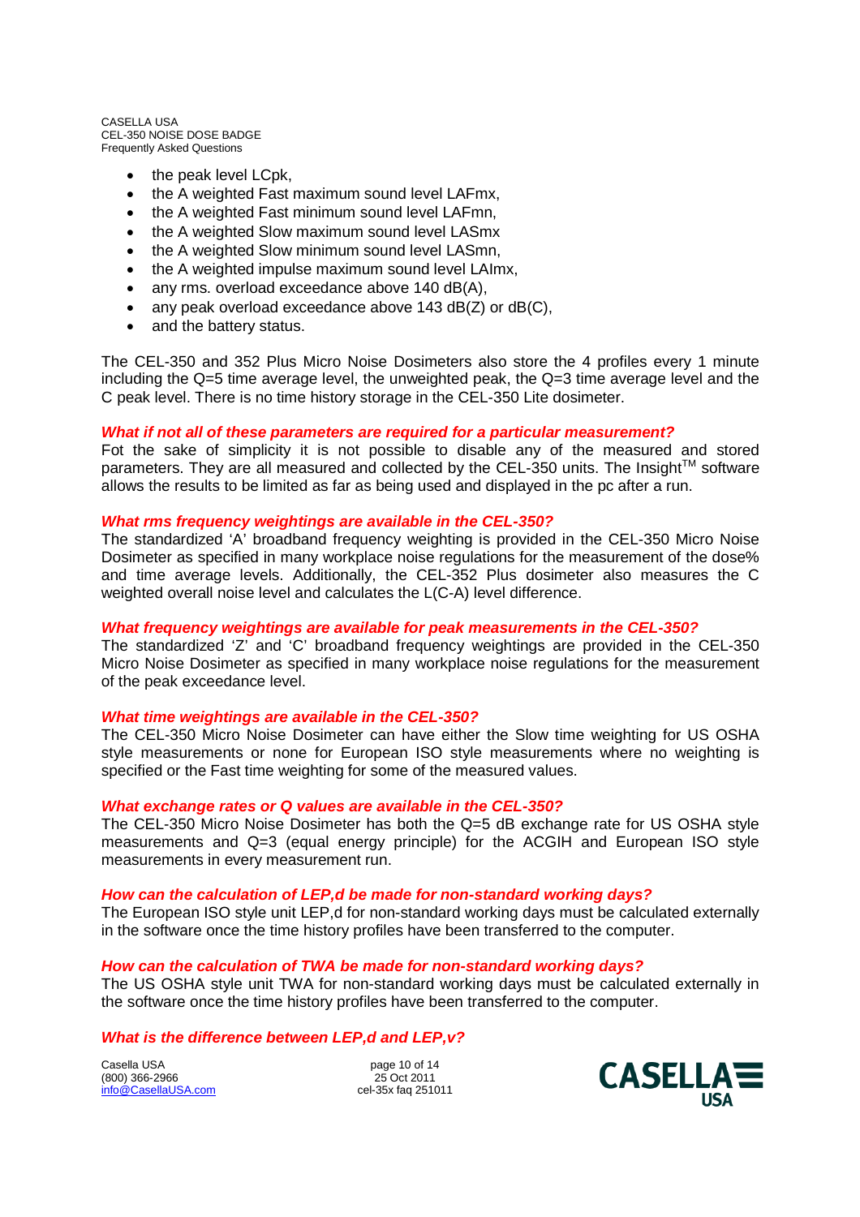- the peak level LCpk,
- the A weighted Fast maximum sound level LAFmx,
- the A weighted Fast minimum sound level LAFmn,
- the A weighted Slow maximum sound level LASmx
- the A weighted Slow minimum sound level LASmn,
- the A weighted impulse maximum sound level LAImx,
- any rms. overload exceedance above 140 dB(A),
- any peak overload exceedance above 143 dB(Z) or dB(C),
- and the battery status.

The CEL-350 and 352 Plus Micro Noise Dosimeters also store the 4 profiles every 1 minute including the Q=5 time average level, the unweighted peak, the Q=3 time average level and the C peak level. There is no time history storage in the CEL-350 Lite dosimeter.

### *What if not all of these parameters are required for a particular measurement?*

Fot the sake of simplicity it is not possible to disable any of the measured and stored parameters. They are all measured and collected by the CEL-350 units. The Insight™ software allows the results to be limited as far as being used and displayed in the pc after a run.

### *What rms frequency weightings are available in the CEL-350?*

The standardized 'A' broadband frequency weighting is provided in the CEL-350 Micro Noise Dosimeter as specified in many workplace noise regulations for the measurement of the dose% and time average levels. Additionally, the CEL-352 Plus dosimeter also measures the C weighted overall noise level and calculates the L(C-A) level difference.

### *What frequency weightings are available for peak measurements in the CEL-350?*

The standardized 'Z' and 'C' broadband frequency weightings are provided in the CEL-350 Micro Noise Dosimeter as specified in many workplace noise regulations for the measurement of the peak exceedance level.

### *What time weightings are available in the CEL-350?*

The CEL-350 Micro Noise Dosimeter can have either the Slow time weighting for US OSHA style measurements or none for European ISO style measurements where no weighting is specified or the Fast time weighting for some of the measured values.

### *What exchange rates or Q values are available in the CEL-350?*

The CEL-350 Micro Noise Dosimeter has both the Q=5 dB exchange rate for US OSHA style measurements and Q=3 (equal energy principle) for the ACGIH and European ISO style measurements in every measurement run.

### *How can the calculation of LEP,d be made for non-standard working days?*

The European ISO style unit LEP,d for non-standard working days must be calculated externally in the software once the time history profiles have been transferred to the computer.

### *How can the calculation of TWA be made for non-standard working days?*

The US OSHA style unit TWA for non-standard working days must be calculated externally in the software once the time history profiles have been transferred to the computer.

### *What is the difference between LEP,d and LEP,v?*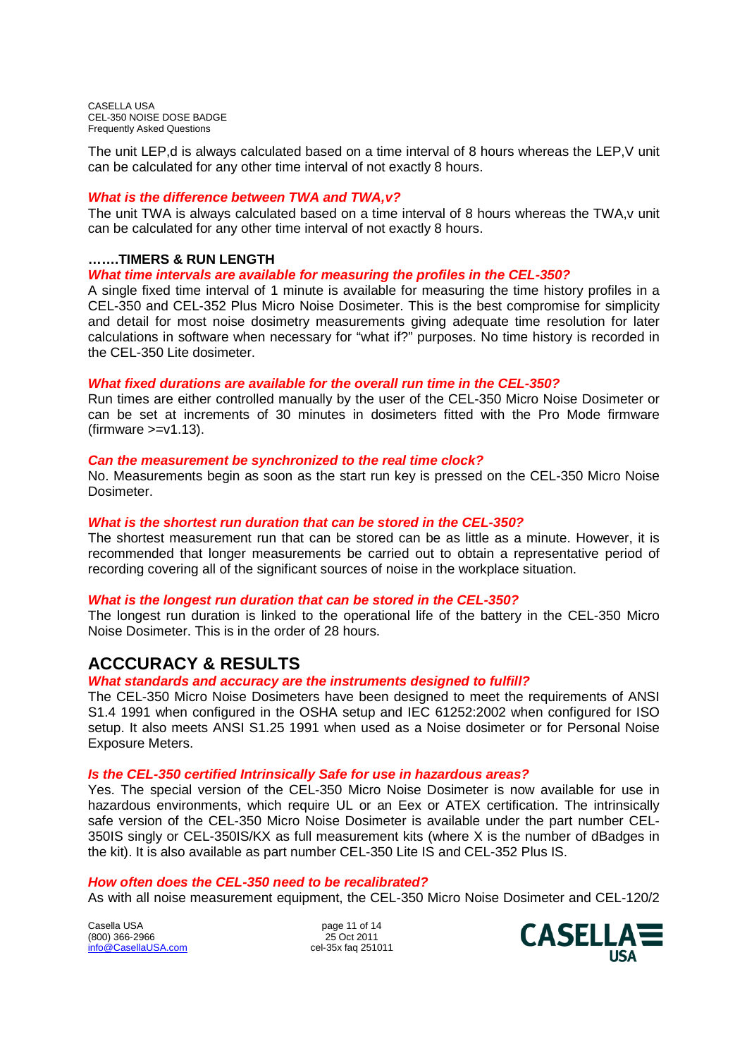The unit LEP,d is always calculated based on a time interval of 8 hours whereas the LEP,V unit can be calculated for any other time interval of not exactly 8 hours.

***What is the difference between TWA and TWA,v?***

The unit TWA is always calculated based on a time interval of 8 hours whereas the TWA,v unit can be calculated for any other time interval of not exactly 8 hours.

**…….TIMERS & RUN LENGTH**

***What time intervals are available for measuring the profiles in the CEL-350?***

A single fixed time interval of 1 minute is available for measuring the time history profiles in a CEL-350 and CEL-352 Plus Micro Noise Dosimeter. This is the best compromise for simplicity and detail for most noise dosimetry measurements giving adequate time resolution for later calculations in software when necessary for "what if?" purposes. No time history is recorded in the CEL-350 Lite dosimeter.

***What fixed durations are available for the overall run time in the CEL-350?***

Run times are either controlled manually by the user of the CEL-350 Micro Noise Dosimeter or can be set at increments of 30 minutes in dosimeters fitted with the Pro Mode firmware (firmware >=v1.13).

***Can the measurement be synchronized to the real time clock?***

No. Measurements begin as soon as the start run key is pressed on the CEL-350 Micro Noise Dosimeter.

***What is the shortest run duration that can be stored in the CEL-350?***

The shortest measurement run that can be stored can be as little as a minute. However, it is recommended that longer measurements be carried out to obtain a representative period of recording covering all of the significant sources of noise in the workplace situation.

***What is the longest run duration that can be stored in the CEL-350?***

The longest run duration is linked to the operational life of the battery in the CEL-350 Micro Noise Dosimeter. This is in the order of 28 hours.

## ACCCURACY & RESULTS

***What standards and accuracy are the instruments designed to fulfill?***

The CEL-350 Micro Noise Dosimeters have been designed to meet the requirements of ANSI S1.4 1991 when configured in the OSHA setup and IEC 61252:2002 when configured for ISO setup. It also meets ANSI S1.25 1991 when used as a Noise dosimeter or for Personal Noise Exposure Meters.

***Is the CEL-350 certified Intrinsically Safe for use in hazardous areas?***

Yes. The special version of the CEL-350 Micro Noise Dosimeter is now available for use in hazardous environments, which require UL or an Eex or ATEX certification. The intrinsically safe version of the CEL-350 Micro Noise Dosimeter is available under the part number CEL-350IS singly or CEL-350IS/KX as full measurement kits (where X is the number of dBadges in the kit). It is also available as part number CEL-350 Lite IS and CEL-352 Plus IS.

***How often does the CEL-350 need to be recalibrated?***

As with all noise measurement equipment, the CEL-350 Micro Noise Dosimeter and CEL-120/2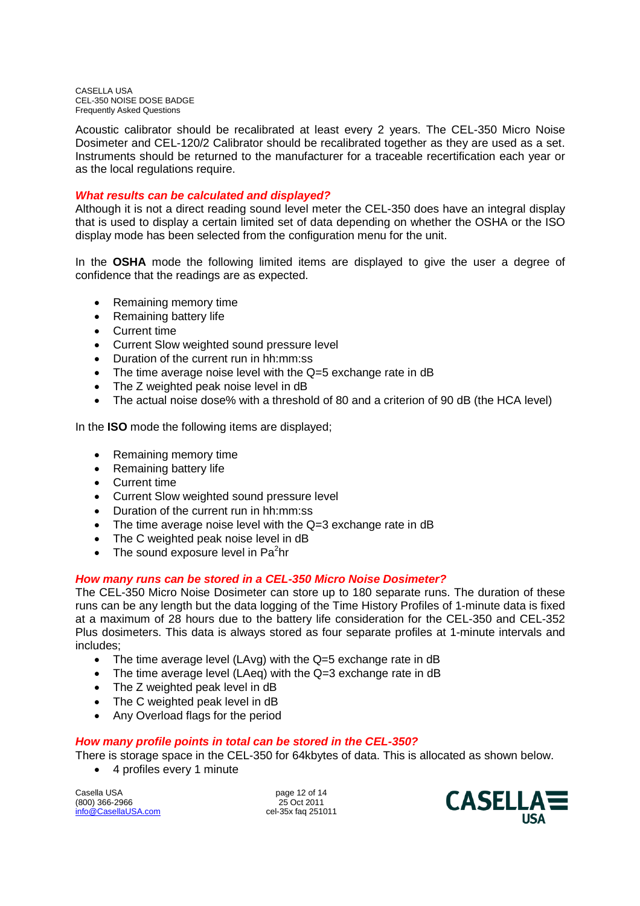Acoustic calibrator should be recalibrated at least every 2 years. The CEL-350 Micro Noise Dosimeter and CEL-120/2 Calibrator should be recalibrated together as they are used as a set. Instruments should be returned to the manufacturer for a traceable recertification each year or as the local regulations require.

### *What results can be calculated and displayed?*

Although it is not a direct reading sound level meter the CEL-350 does have an integral display that is used to display a certain limited set of data depending on whether the OSHA or the ISO display mode has been selected from the configuration menu for the unit.

In the **OSHA** mode the following limited items are displayed to give the user a degree of confidence that the readings are as expected.

- Remaining memory time
- Remaining battery life
- Current time
- Current Slow weighted sound pressure level
- Duration of the current run in hh:mm:ss
- The time average noise level with the Q=5 exchange rate in dB
- The Z weighted peak noise level in dB
- The actual noise dose% with a threshold of 80 and a criterion of 90 dB (the HCA level)

In the **ISO** mode the following items are displayed;

- Remaining memory time
- Remaining battery life
- Current time
- Current Slow weighted sound pressure level
- Duration of the current run in hh:mm:ss
- The time average noise level with the Q=3 exchange rate in dB
- The C weighted peak noise level in dB
- The sound exposure level in $Pa^2hr$

### *How many runs can be stored in a CEL-350 Micro Noise Dosimeter?*

The CEL-350 Micro Noise Dosimeter can store up to 180 separate runs. The duration of these runs can be any length but the data logging of the Time History Profiles of 1-minute data is fixed at a maximum of 28 hours due to the battery life consideration for the CEL-350 and CEL-352 Plus dosimeters. This data is always stored as four separate profiles at 1-minute intervals and includes;

- The time average level (LAvg) with the Q=5 exchange rate in dB
- The time average level (LAeq) with the Q=3 exchange rate in dB
- The Z weighted peak level in dB
- The C weighted peak level in dB
- Any Overload flags for the period

### *How many profile points in total can be stored in the CEL-350?*

There is storage space in the CEL-350 for 64kbytes of data. This is allocated as shown below.

- 4 profiles every 1 minute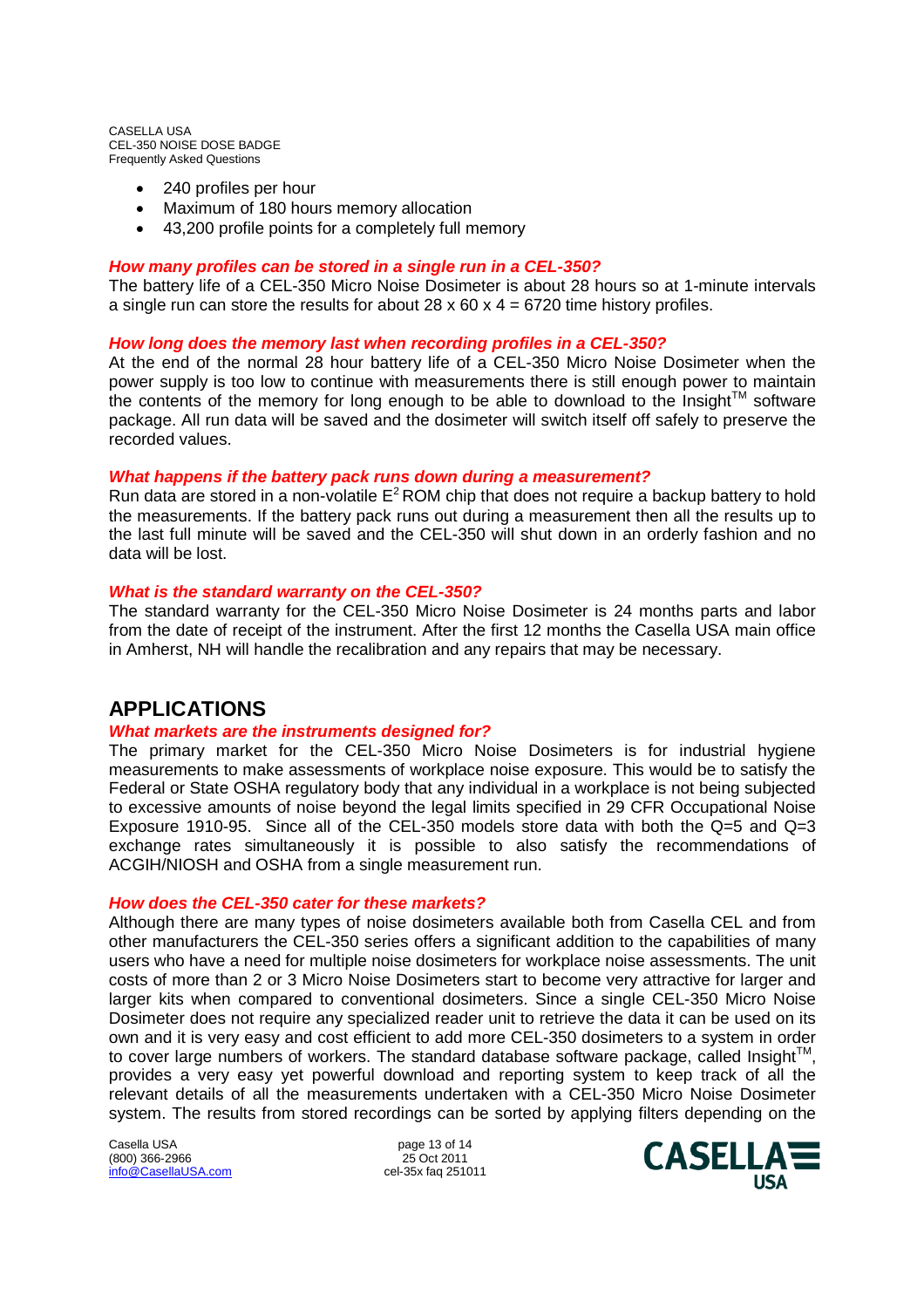- 240 profiles per hour
- Maximum of 180 hours memory allocation
- 43,200 profile points for a completely full memory

***How many profiles can be stored in a single run in a CEL-350?***

The battery life of a CEL-350 Micro Noise Dosimeter is about 28 hours so at 1-minute intervals a single run can store the results for about 28 x 60 x 4 = 6720 time history profiles.

***How long does the memory last when recording profiles in a CEL-350?***

At the end of the normal 28 hour battery life of a CEL-350 Micro Noise Dosimeter when the power supply is too low to continue with measurements there is still enough power to maintain the contents of the memory for long enough to be able to download to the Insight™ software package. All run data will be saved and the dosimeter will switch itself off safely to preserve the recorded values.

***What happens if the battery pack runs down during a measurement?***

Run data are stored in a non-volatile $E^2$ ROM chip that does not require a backup battery to hold the measurements. If the battery pack runs out during a measurement then all the results up to the last full minute will be saved and the CEL-350 will shut down in an orderly fashion and no data will be lost.

***What is the standard warranty on the CEL-350?***

The standard warranty for the CEL-350 Micro Noise Dosimeter is 24 months parts and labor from the date of receipt of the instrument. After the first 12 months the Casella USA main office in Amherst, NH will handle the recalibration and any repairs that may be necessary.

## APPLICATIONS

***What markets are the instruments designed for?***

The primary market for the CEL-350 Micro Noise Dosimeters is for industrial hygiene measurements to make assessments of workplace noise exposure. This would be to satisfy the Federal or State OSHA regulatory body that any individual in a workplace is not being subjected to excessive amounts of noise beyond the legal limits specified in 29 CFR Occupational Noise Exposure 1910-95. Since all of the CEL-350 models store data with both the Q=5 and Q=3 exchange rates simultaneously it is possible to also satisfy the recommendations of ACGIH/NIOSH and OSHA from a single measurement run.

***How does the CEL-350 cater for these markets?***

Although there are many types of noise dosimeters available both from Casella CEL and from other manufacturers the CEL-350 series offers a significant addition to the capabilities of many users who have a need for multiple noise dosimeters for workplace noise assessments. The unit costs of more than 2 or 3 Micro Noise Dosimeters start to become very attractive for larger and larger kits when compared to conventional dosimeters. Since a single CEL-350 Micro Noise Dosimeter does not require any specialized reader unit to retrieve the data it can be used on its own and it is very easy and cost efficient to add more CEL-350 dosimeters to a system in order to cover large numbers of workers. The standard database software package, called Insight™, provides a very easy yet powerful download and reporting system to keep track of all the relevant details of all the measurements undertaken with a CEL-350 Micro Noise Dosimeter system. The results from stored recordings can be sorted by applying filters depending on the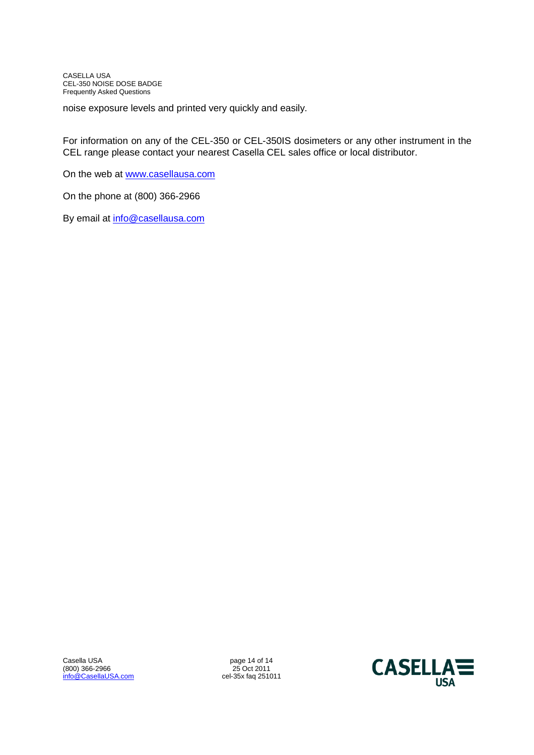noise exposure levels and printed very quickly and easily.

For information on any of the CEL-350 or CEL-350IS dosimeters or any other instrument in the CEL range please contact your nearest Casella CEL sales office or local distributor.

On the web at www.casellausa.com

On the phone at (800) 366-2966

By email at info@casellausa.com